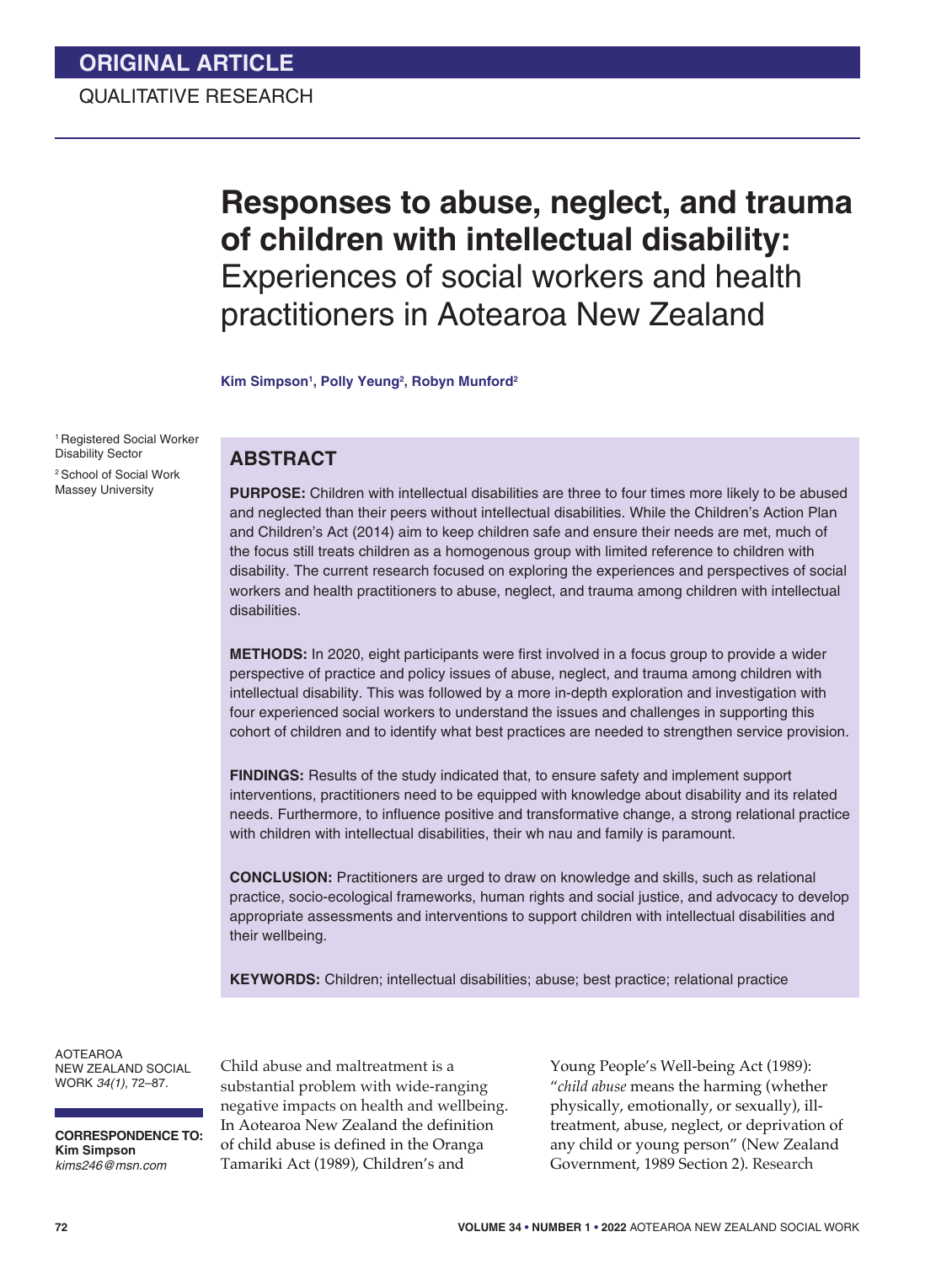ORIGINAL ARTICLE

QUALITATIVE RESEARCH

# Responses to abuse, neglect, and trauma of children with intellectual disability: Experiences of social workers and health practitioners in Aotearoa New Zealand

**Kim Simpson[1], Polly Yeung[2], Robyn Munford[2]**

[1] Registered Social Worker Disability Sector

[2] School of Social Work Massey University

## ABSTRACT

**PURPOSE:** Children with intellectual disabilities are three to four times more likely to be abused and neglected than their peers without intellectual disabilities. While the Children's Action Plan and Children's Act (2014) aim to keep children safe and ensure their needs are met, much of the focus still treats children as a homogenous group with limited reference to children with disability. The current research focused on exploring the experiences and perspectives of social workers and health practitioners to abuse, neglect, and trauma among children with intellectual disabilities.

**METHODS:** In 2020, eight participants were first involved in a focus group to provide a wider perspective of practice and policy issues of abuse, neglect, and trauma among children with intellectual disability. This was followed by a more in-depth exploration and investigation with four experienced social workers to understand the issues and challenges in supporting this cohort of children and to identify what best practices are needed to strengthen service provision.

**FINDINGS:** Results of the study indicated that, to ensure safety and implement support interventions, practitioners need to be equipped with knowledge about disability and its related needs. Furthermore, to influence positive and transformative change, a strong relational practice with children with intellectual disabilities, their wh nau and family is paramount.

**CONCLUSION:** Practitioners are urged to draw on knowledge and skills, such as relational practice, socio-ecological frameworks, human rights and social justice, and advocacy to develop appropriate assessments and interventions to support children with intellectual disabilities and their wellbeing.

**KEYWORDS:** Children; intellectual disabilities; abuse; best practice; relational practice

AOTEAROA NEW ZEALAND SOCIAL WORK *34(1)*, 72–87.

**CORRESPONDENCE TO:**
**Kim Simpson**
*kims246@msn.com*

Child abuse and maltreatment is a substantial problem with wide-ranging negative impacts on health and wellbeing. In Aotearoa New Zealand the definition of child abuse is defined in the Oranga Tamariki Act (1989), Children's and Young People's Well-being Act (1989): "*child abuse* means the harming (whether physically, emotionally, or sexually), ill-treatment, abuse, neglect, or deprivation of any child or young person" (New Zealand Government, 1989 Section 2). Research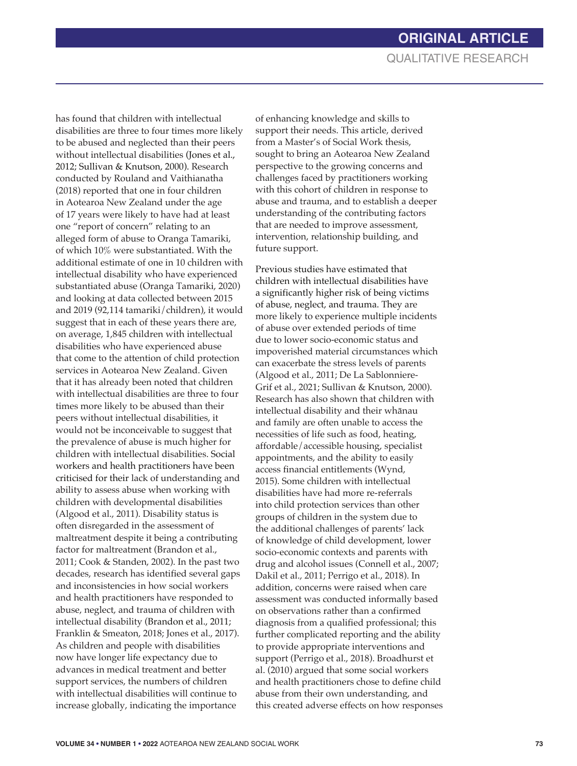has found that children with intellectual disabilities are three to four times more likely to be abused and neglected than their peers without intellectual disabilities (Jones et al., 2012; Sullivan & Knutson, 2000). Research conducted by Rouland and Vaithianatha (2018) reported that one in four children in Aotearoa New Zealand under the age of 17 years were likely to have had at least one "report of concern" relating to an alleged form of abuse to Oranga Tamariki, of which 10% were substantiated. With the additional estimate of one in 10 children with intellectual disability who have experienced substantiated abuse (Oranga Tamariki, 2020) and looking at data collected between 2015 and 2019 (92,114 tamariki/children), it would suggest that in each of these years there are, on average, 1,845 children with intellectual disabilities who have experienced abuse that come to the attention of child protection services in Aotearoa New Zealand. Given that it has already been noted that children with intellectual disabilities are three to four times more likely to be abused than their peers without intellectual disabilities, it would not be inconceivable to suggest that the prevalence of abuse is much higher for children with intellectual disabilities. Social workers and health practitioners have been criticised for their lack of understanding and ability to assess abuse when working with children with developmental disabilities (Algood et al., 2011). Disability status is often disregarded in the assessment of maltreatment despite it being a contributing factor for maltreatment (Brandon et al., 2011; Cook & Standen, 2002). In the past two decades, research has identified several gaps and inconsistencies in how social workers and health practitioners have responded to abuse, neglect, and trauma of children with intellectual disability (Brandon et al., 2011; Franklin & Smeaton, 2018; Jones et al., 2017). As children and people with disabilities now have longer life expectancy due to advances in medical treatment and better support services, the numbers of children with intellectual disabilities will continue to increase globally, indicating the importance of enhancing knowledge and skills to support their needs. This article, derived from a Master's of Social Work thesis, sought to bring an Aotearoa New Zealand perspective to the growing concerns and challenges faced by practitioners working with this cohort of children in response to abuse and trauma, and to establish a deeper understanding of the contributing factors that are needed to improve assessment, intervention, relationship building, and future support.

Previous studies have estimated that children with intellectual disabilities have a significantly higher risk of being victims of abuse, neglect, and trauma. They are more likely to experience multiple incidents of abuse over extended periods of time due to lower socio-economic status and impoverished material circumstances which can exacerbate the stress levels of parents (Algood et al., 2011; De La Sablonniere-Grif et al., 2021; Sullivan & Knutson, 2000). Research has also shown that children with intellectual disability and their whānau and family are often unable to access the necessities of life such as food, heating, affordable/accessible housing, specialist appointments, and the ability to easily access financial entitlements (Wynd, 2015). Some children with intellectual disabilities have had more re-referrals into child protection services than other groups of children in the system due to the additional challenges of parents' lack of knowledge of child development, lower socio-economic contexts and parents with drug and alcohol issues (Connell et al., 2007; Dakil et al., 2011; Perrigo et al., 2018). In addition, concerns were raised when care assessment was conducted informally based on observations rather than a confirmed diagnosis from a qualified professional; this further complicated reporting and the ability to provide appropriate interventions and support (Perrigo et al., 2018). Broadhurst et al. (2010) argued that some social workers and health practitioners chose to define child abuse from their own understanding, and this created adverse effects on how responses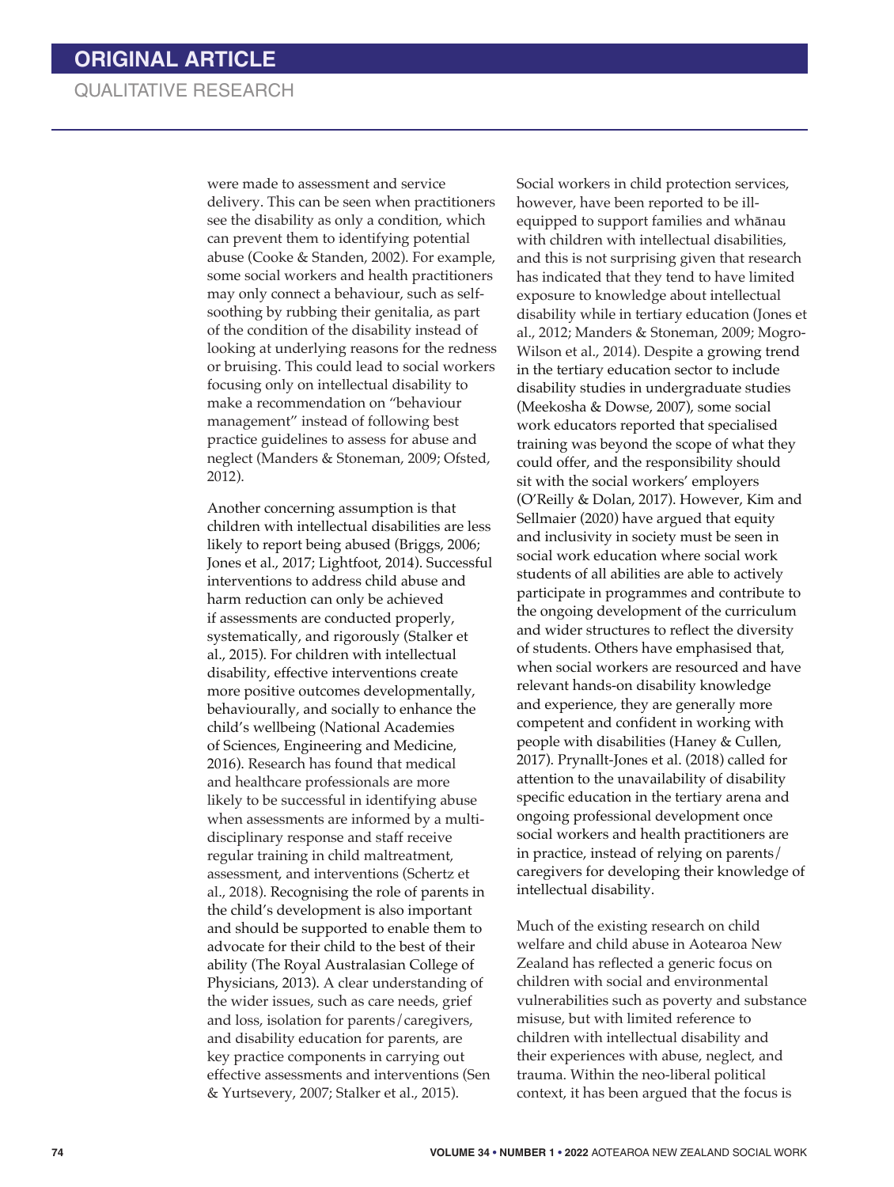were made to assessment and service delivery. This can be seen when practitioners see the disability as only a condition, which can prevent them to identifying potential abuse (Cooke & Standen, 2002). For example, some social workers and health practitioners may only connect a behaviour, such as self-soothing by rubbing their genitalia, as part of the condition of the disability instead of looking at underlying reasons for the redness or bruising. This could lead to social workers focusing only on intellectual disability to make a recommendation on "behaviour management" instead of following best practice guidelines to assess for abuse and neglect (Manders & Stoneman, 2009; Ofsted, 2012).

Another concerning assumption is that children with intellectual disabilities are less likely to report being abused (Briggs, 2006; Jones et al., 2017; Lightfoot, 2014). Successful interventions to address child abuse and harm reduction can only be achieved if assessments are conducted properly, systematically, and rigorously (Stalker et al., 2015). For children with intellectual disability, effective interventions create more positive outcomes developmentally, behaviourally, and socially to enhance the child's wellbeing (National Academies of Sciences, Engineering and Medicine, 2016). Research has found that medical and healthcare professionals are more likely to be successful in identifying abuse when assessments are informed by a multi-disciplinary response and staff receive regular training in child maltreatment, assessment, and interventions (Schertz et al., 2018). Recognising the role of parents in the child's development is also important and should be supported to enable them to advocate for their child to the best of their ability (The Royal Australasian College of Physicians, 2013). A clear understanding of the wider issues, such as care needs, grief and loss, isolation for parents/caregivers, and disability education for parents, are key practice components in carrying out effective assessments and interventions (Sen & Yurtsevery, 2007; Stalker et al., 2015).

Social workers in child protection services, however, have been reported to be ill-equipped to support families and whānau with children with intellectual disabilities, and this is not surprising given that research has indicated that they tend to have limited exposure to knowledge about intellectual disability while in tertiary education (Jones et al., 2012; Manders & Stoneman, 2009; Mogro-Wilson et al., 2014). Despite a growing trend in the tertiary education sector to include disability studies in undergraduate studies (Meekosha & Dowse, 2007), some social work educators reported that specialised training was beyond the scope of what they could offer, and the responsibility should sit with the social workers' employers (O'Reilly & Dolan, 2017). However, Kim and Sellmaier (2020) have argued that equity and inclusivity in society must be seen in social work education where social work students of all abilities are able to actively participate in programmes and contribute to the ongoing development of the curriculum and wider structures to reflect the diversity of students. Others have emphasised that, when social workers are resourced and have relevant hands-on disability knowledge and experience, they are generally more competent and confident in working with people with disabilities (Haney & Cullen, 2017). Prynallt-Jones et al. (2018) called for attention to the unavailability of disability specific education in the tertiary arena and ongoing professional development once social workers and health practitioners are in practice, instead of relying on parents/caregivers for developing their knowledge of intellectual disability.

Much of the existing research on child welfare and child abuse in Aotearoa New Zealand has reflected a generic focus on children with social and environmental vulnerabilities such as poverty and substance misuse, but with limited reference to children with intellectual disability and their experiences with abuse, neglect, and trauma. Within the neo-liberal political context, it has been argued that the focus is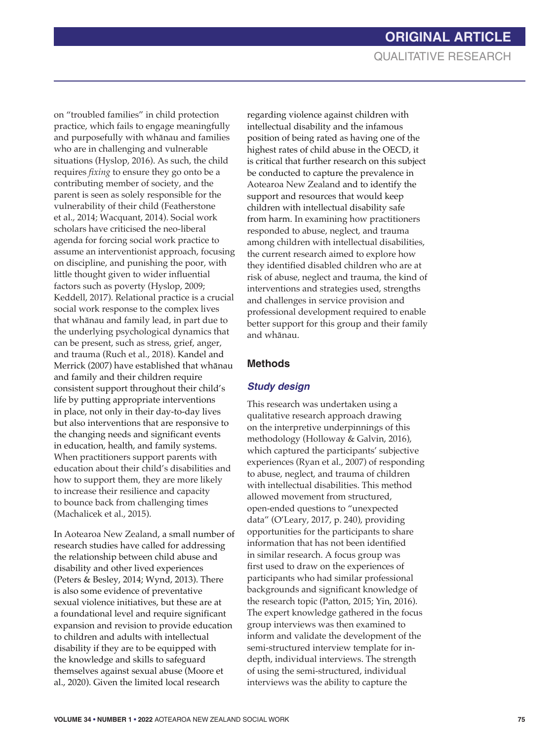on "troubled families" in child protection practice, which fails to engage meaningfully and purposefully with whānau and families who are in challenging and vulnerable situations (Hyslop, 2016). As such, the child requires *fixing* to ensure they go onto be a contributing member of society, and the parent is seen as solely responsible for the vulnerability of their child (Featherstone et al., 2014; Wacquant, 2014). Social work scholars have criticised the neo-liberal agenda for forcing social work practice to assume an interventionist approach, focusing on discipline, and punishing the poor, with little thought given to wider influential factors such as poverty (Hyslop, 2009; Keddell, 2017). Relational practice is a crucial social work response to the complex lives that whānau and family lead, in part due to the underlying psychological dynamics that can be present, such as stress, grief, anger, and trauma (Ruch et al., 2018). Kandel and Merrick (2007) have established that whānau and family and their children require consistent support throughout their child's life by putting appropriate interventions in place, not only in their day-to-day lives but also interventions that are responsive to the changing needs and significant events in education, health, and family systems. When practitioners support parents with education about their child's disabilities and how to support them, they are more likely to increase their resilience and capacity to bounce back from challenging times (Machalicek et al., 2015).

In Aotearoa New Zealand, a small number of research studies have called for addressing the relationship between child abuse and disability and other lived experiences (Peters & Besley, 2014; Wynd, 2013). There is also some evidence of preventative sexual violence initiatives, but these are at a foundational level and require significant expansion and revision to provide education to children and adults with intellectual disability if they are to be equipped with the knowledge and skills to safeguard themselves against sexual abuse (Moore et al., 2020). Given the limited local research regarding violence against children with intellectual disability and the infamous position of being rated as having one of the highest rates of child abuse in the OECD, it is critical that further research on this subject be conducted to capture the prevalence in Aotearoa New Zealand and to identify the support and resources that would keep children with intellectual disability safe from harm. In examining how practitioners responded to abuse, neglect, and trauma among children with intellectual disabilities, the current research aimed to explore how they identified disabled children who are at risk of abuse, neglect and trauma, the kind of interventions and strategies used, strengths and challenges in service provision and professional development required to enable better support for this group and their family and whānau.

## Methods

### *Study design*

This research was undertaken using a qualitative research approach drawing on the interpretive underpinnings of this methodology (Holloway & Galvin, 2016), which captured the participants' subjective experiences (Ryan et al., 2007) of responding to abuse, neglect, and trauma of children with intellectual disabilities. This method allowed movement from structured, open-ended questions to "unexpected data" (O'Leary, 2017, p. 240), providing opportunities for the participants to share information that has not been identified in similar research. A focus group was first used to draw on the experiences of participants who had similar professional backgrounds and significant knowledge of the research topic (Patton, 2015; Yin, 2016). The expert knowledge gathered in the focus group interviews was then examined to inform and validate the development of the semi-structured interview template for in-depth, individual interviews. The strength of using the semi-structured, individual interviews was the ability to capture the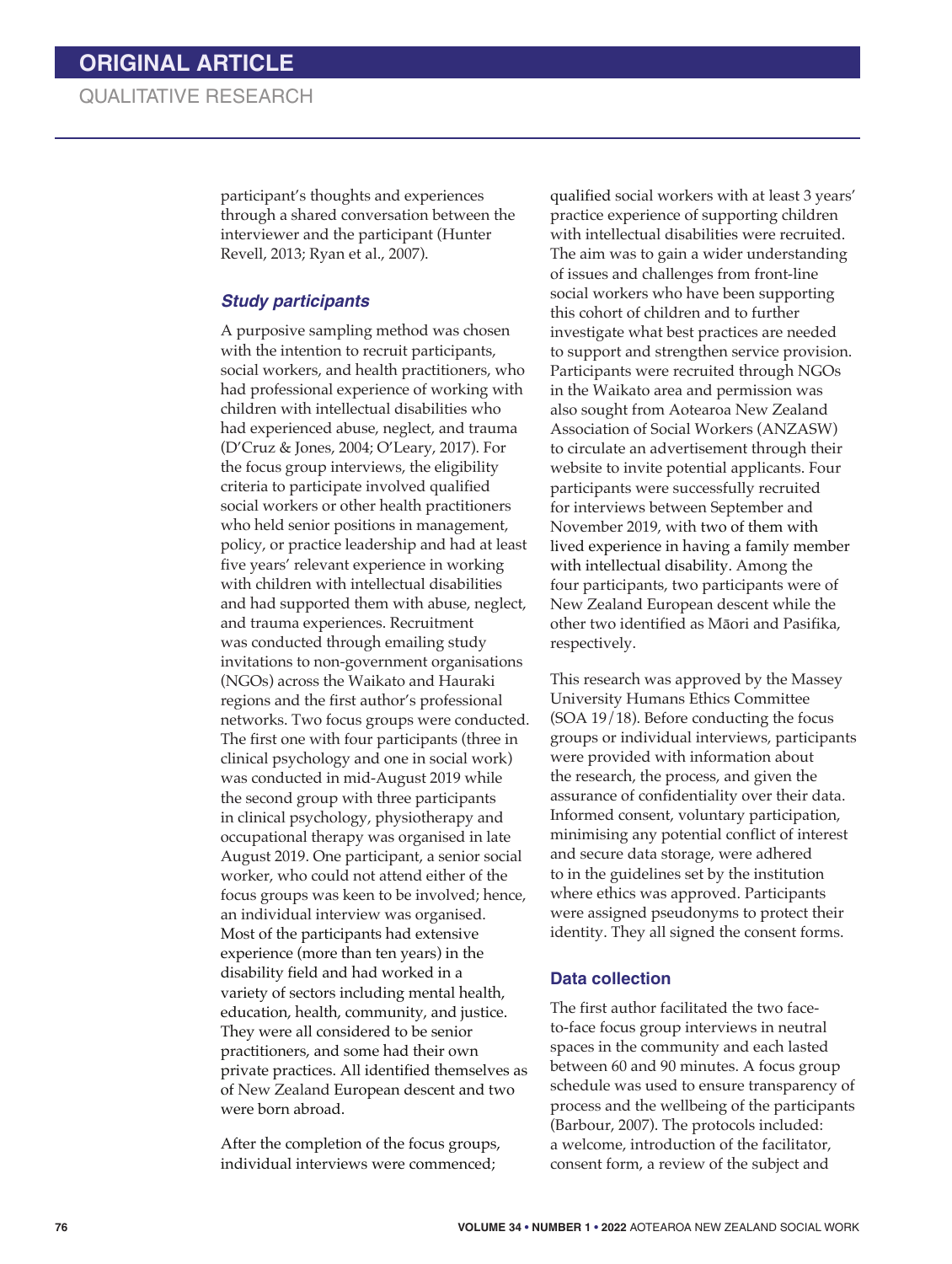participant's thoughts and experiences through a shared conversation between the interviewer and the participant (Hunter Revell, 2013; Ryan et al., 2007).

### *Study participants*

A purposive sampling method was chosen with the intention to recruit participants, social workers, and health practitioners, who had professional experience of working with children with intellectual disabilities who had experienced abuse, neglect, and trauma (D'Cruz & Jones, 2004; O'Leary, 2017). For the focus group interviews, the eligibility criteria to participate involved qualified social workers or other health practitioners who held senior positions in management, policy, or practice leadership and had at least five years' relevant experience in working with children with intellectual disabilities and had supported them with abuse, neglect, and trauma experiences. Recruitment was conducted through emailing study invitations to non-government organisations (NGOs) across the Waikato and Hauraki regions and the first author's professional networks. Two focus groups were conducted. The first one with four participants (three in clinical psychology and one in social work) was conducted in mid-August 2019 while the second group with three participants in clinical psychology, physiotherapy and occupational therapy was organised in late August 2019. One participant, a senior social worker, who could not attend either of the focus groups was keen to be involved; hence, an individual interview was organised. Most of the participants had extensive experience (more than ten years) in the disability field and had worked in a variety of sectors including mental health, education, health, community, and justice. They were all considered to be senior practitioners, and some had their own private practices. All identified themselves as of New Zealand European descent and two were born abroad.

After the completion of the focus groups, individual interviews were commenced; qualified social workers with at least 3 years' practice experience of supporting children with intellectual disabilities were recruited. The aim was to gain a wider understanding of issues and challenges from front-line social workers who have been supporting this cohort of children and to further investigate what best practices are needed to support and strengthen service provision. Participants were recruited through NGOs in the Waikato area and permission was also sought from Aotearoa New Zealand Association of Social Workers (ANZASW) to circulate an advertisement through their website to invite potential applicants. Four participants were successfully recruited for interviews between September and November 2019, with two of them with lived experience in having a family member with intellectual disability. Among the four participants, two participants were of New Zealand European descent while the other two identified as Māori and Pasifika, respectively.

This research was approved by the Massey University Humans Ethics Committee (SOA 19/18). Before conducting the focus groups or individual interviews, participants were provided with information about the research, the process, and given the assurance of confidentiality over their data. Informed consent, voluntary participation, minimising any potential conflict of interest and secure data storage, were adhered to in the guidelines set by the institution where ethics was approved. Participants were assigned pseudonyms to protect their identity. They all signed the consent forms.

### Data collection

The first author facilitated the two face-to-face focus group interviews in neutral spaces in the community and each lasted between 60 and 90 minutes. A focus group schedule was used to ensure transparency of process and the wellbeing of the participants (Barbour, 2007). The protocols included: a welcome, introduction of the facilitator, consent form, a review of the subject and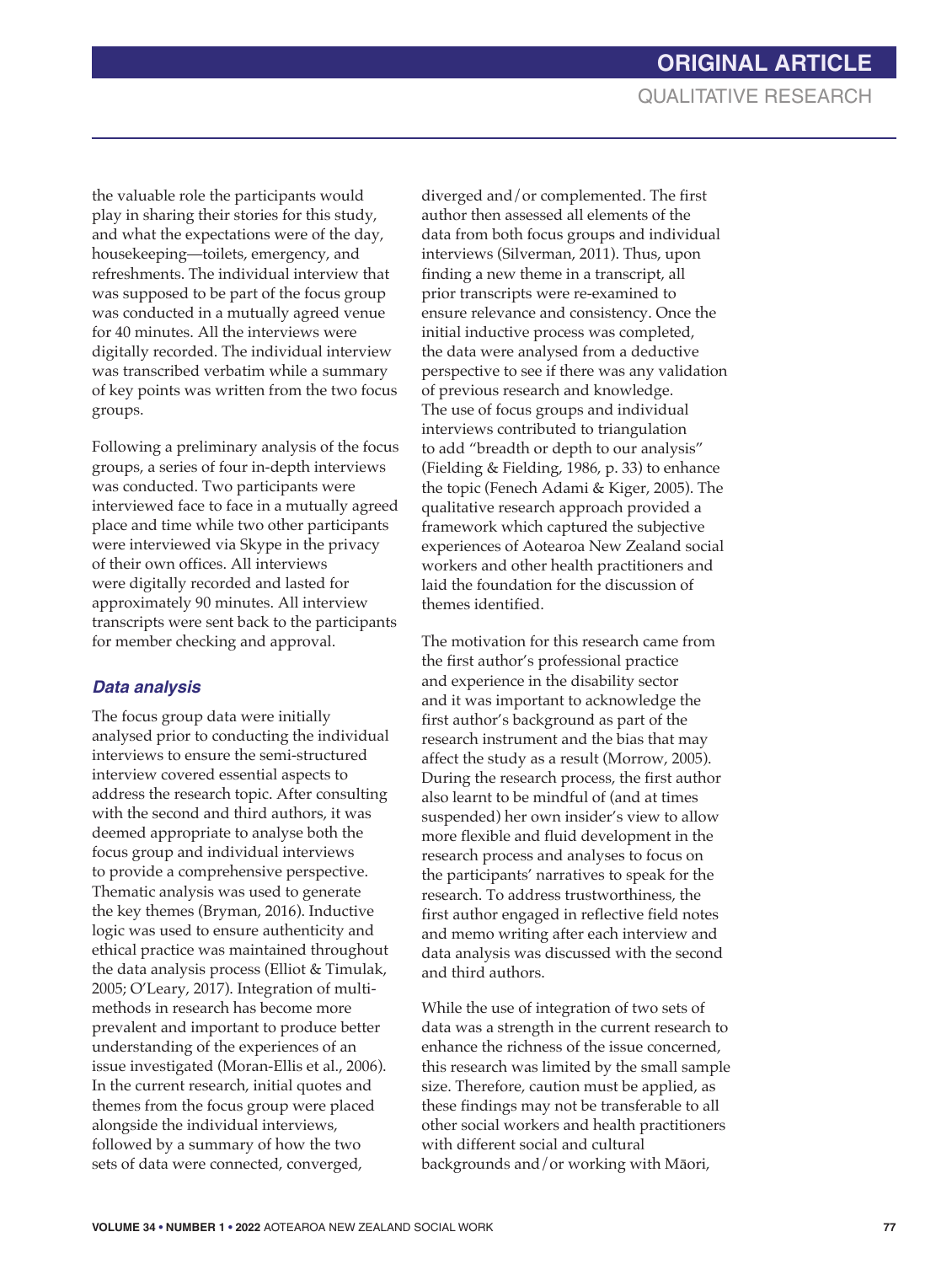the valuable role the participants would play in sharing their stories for this study, and what the expectations were of the day, housekeeping—toilets, emergency, and refreshments. The individual interview that was supposed to be part of the focus group was conducted in a mutually agreed venue for 40 minutes. All the interviews were digitally recorded. The individual interview was transcribed verbatim while a summary of key points was written from the two focus groups.

Following a preliminary analysis of the focus groups, a series of four in-depth interviews was conducted. Two participants were interviewed face to face in a mutually agreed place and time while two other participants were interviewed via Skype in the privacy of their own offices. All interviews were digitally recorded and lasted for approximately 90 minutes. All interview transcripts were sent back to the participants for member checking and approval.

### *Data analysis*

The focus group data were initially analysed prior to conducting the individual interviews to ensure the semi-structured interview covered essential aspects to address the research topic. After consulting with the second and third authors, it was deemed appropriate to analyse both the focus group and individual interviews to provide a comprehensive perspective. Thematic analysis was used to generate the key themes (Bryman, 2016). Inductive logic was used to ensure authenticity and ethical practice was maintained throughout the data analysis process (Elliot & Timulak, 2005; O'Leary, 2017). Integration of multi-methods in research has become more prevalent and important to produce better understanding of the experiences of an issue investigated (Moran-Ellis et al., 2006). In the current research, initial quotes and themes from the focus group were placed alongside the individual interviews, followed by a summary of how the two sets of data were connected, converged, diverged and/or complemented. The first author then assessed all elements of the data from both focus groups and individual interviews (Silverman, 2011). Thus, upon finding a new theme in a transcript, all prior transcripts were re-examined to ensure relevance and consistency. Once the initial inductive process was completed, the data were analysed from a deductive perspective to see if there was any validation of previous research and knowledge. The use of focus groups and individual interviews contributed to triangulation to add "breadth or depth to our analysis" (Fielding & Fielding, 1986, p. 33) to enhance the topic (Fenech Adami & Kiger, 2005). The qualitative research approach provided a framework which captured the subjective experiences of Aotearoa New Zealand social workers and other health practitioners and laid the foundation for the discussion of themes identified.

The motivation for this research came from the first author's professional practice and experience in the disability sector and it was important to acknowledge the first author's background as part of the research instrument and the bias that may affect the study as a result (Morrow, 2005). During the research process, the first author also learnt to be mindful of (and at times suspended) her own insider's view to allow more flexible and fluid development in the research process and analyses to focus on the participants' narratives to speak for the research. To address trustworthiness, the first author engaged in reflective field notes and memo writing after each interview and data analysis was discussed with the second and third authors.

While the use of integration of two sets of data was a strength in the current research to enhance the richness of the issue concerned, this research was limited by the small sample size. Therefore, caution must be applied, as these findings may not be transferable to all other social workers and health practitioners with different social and cultural backgrounds and/or working with Māori,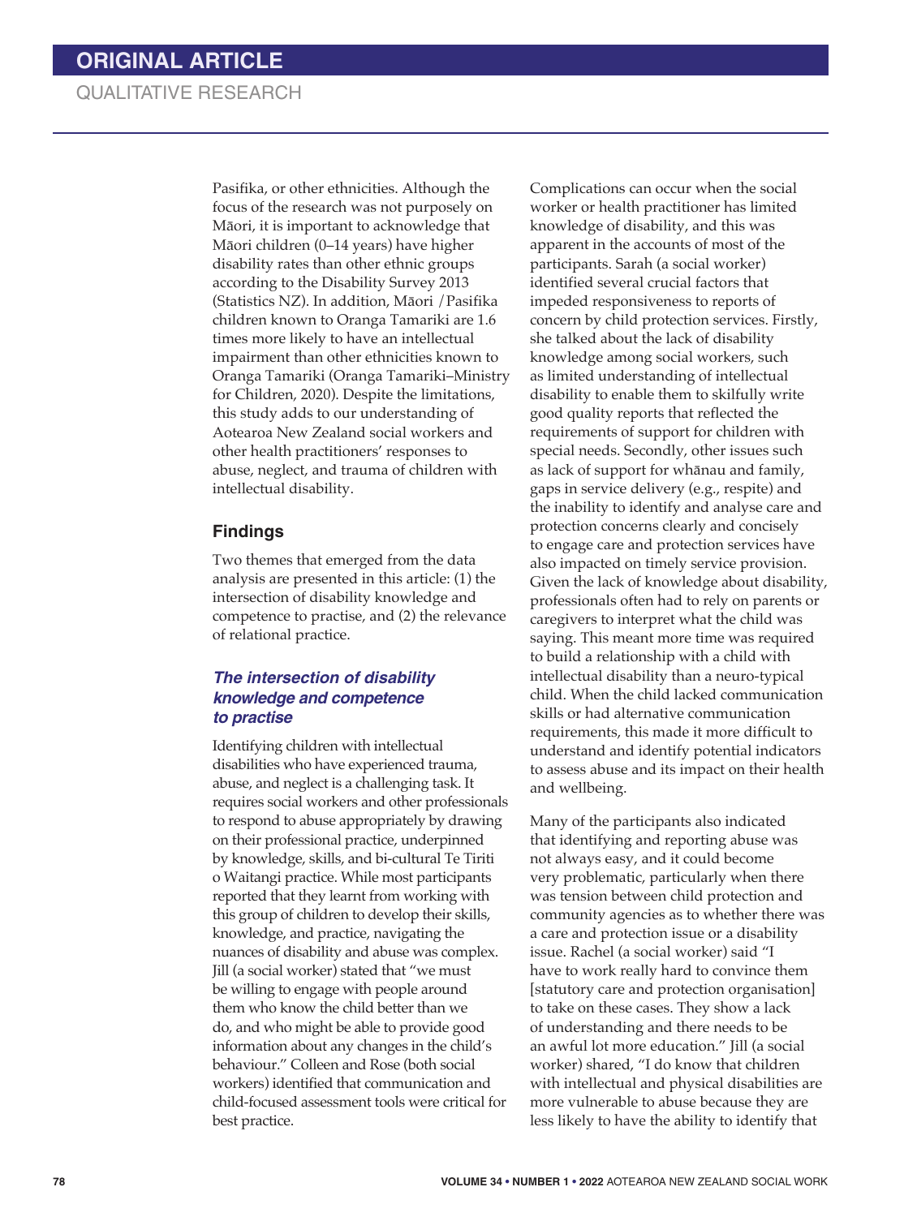Pasifika, or other ethnicities. Although the focus of the research was not purposely on Māori, it is important to acknowledge that Māori children (0–14 years) have higher disability rates than other ethnic groups according to the Disability Survey 2013 (Statistics NZ). In addition, Māori /Pasifika children known to Oranga Tamariki are 1.6 times more likely to have an intellectual impairment than other ethnicities known to Oranga Tamariki (Oranga Tamariki–Ministry for Children, 2020). Despite the limitations, this study adds to our understanding of Aotearoa New Zealand social workers and other health practitioners' responses to abuse, neglect, and trauma of children with intellectual disability.

## Findings

Two themes that emerged from the data analysis are presented in this article: (1) the intersection of disability knowledge and competence to practise, and (2) the relevance of relational practice.

### *The intersection of disability knowledge and competence to practise*

Identifying children with intellectual disabilities who have experienced trauma, abuse, and neglect is a challenging task. It requires social workers and other professionals to respond to abuse appropriately by drawing on their professional practice, underpinned by knowledge, skills, and bi-cultural Te Tiriti o Waitangi practice. While most participants reported that they learnt from working with this group of children to develop their skills, knowledge, and practice, navigating the nuances of disability and abuse was complex. Jill (a social worker) stated that "we must be willing to engage with people around them who know the child better than we do, and who might be able to provide good information about any changes in the child's behaviour." Colleen and Rose (both social workers) identified that communication and child-focused assessment tools were critical for best practice.

Complications can occur when the social worker or health practitioner has limited knowledge of disability, and this was apparent in the accounts of most of the participants. Sarah (a social worker) identified several crucial factors that impeded responsiveness to reports of concern by child protection services. Firstly, she talked about the lack of disability knowledge among social workers, such as limited understanding of intellectual disability to enable them to skilfully write good quality reports that reflected the requirements of support for children with special needs. Secondly, other issues such as lack of support for whānau and family, gaps in service delivery (e.g., respite) and the inability to identify and analyse care and protection concerns clearly and concisely to engage care and protection services have also impacted on timely service provision. Given the lack of knowledge about disability, professionals often had to rely on parents or caregivers to interpret what the child was saying. This meant more time was required to build a relationship with a child with intellectual disability than a neuro-typical child. When the child lacked communication skills or had alternative communication requirements, this made it more difficult to understand and identify potential indicators to assess abuse and its impact on their health and wellbeing.

Many of the participants also indicated that identifying and reporting abuse was not always easy, and it could become very problematic, particularly when there was tension between child protection and community agencies as to whether there was a care and protection issue or a disability issue. Rachel (a social worker) said "I have to work really hard to convince them [statutory care and protection organisation] to take on these cases. They show a lack of understanding and there needs to be an awful lot more education." Jill (a social worker) shared, "I do know that children with intellectual and physical disabilities are more vulnerable to abuse because they are less likely to have the ability to identify that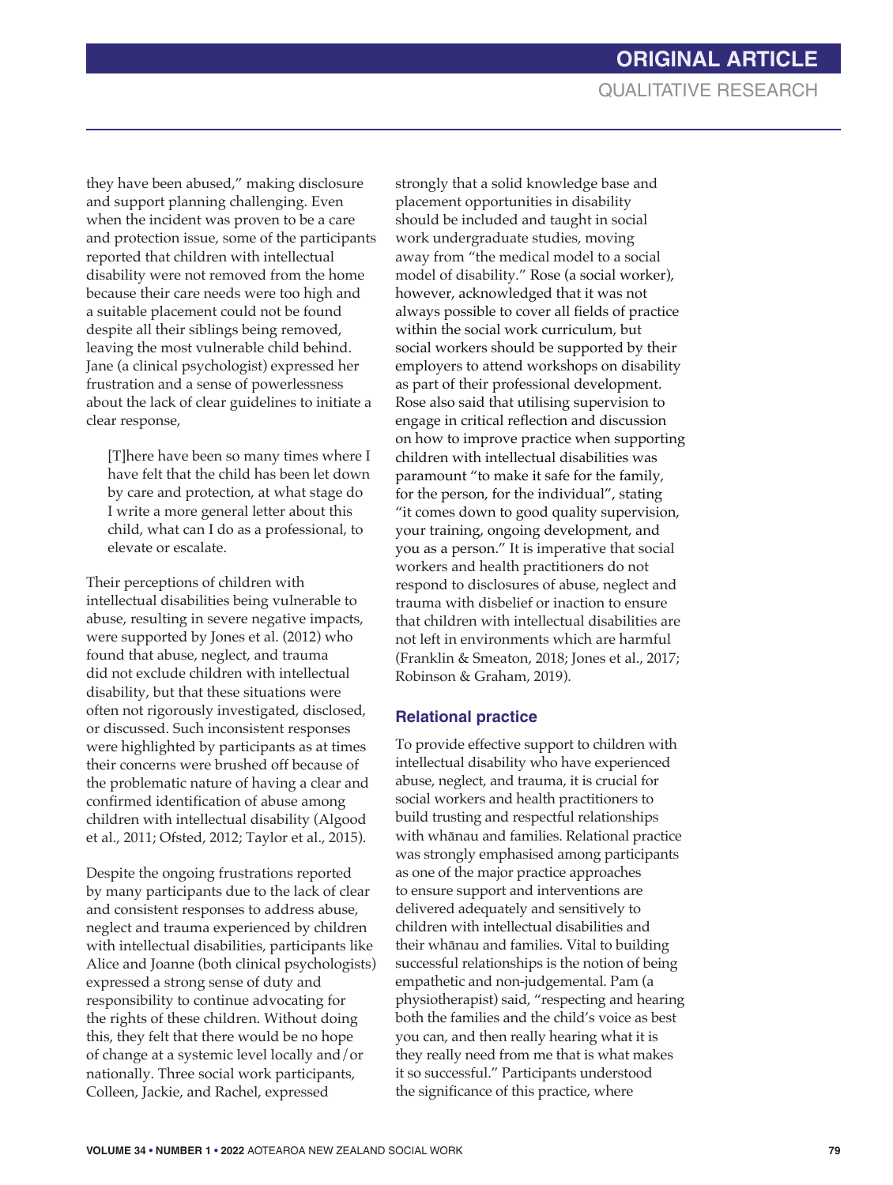they have been abused," making disclosure and support planning challenging. Even when the incident was proven to be a care and protection issue, some of the participants reported that children with intellectual disability were not removed from the home because their care needs were too high and a suitable placement could not be found despite all their siblings being removed, leaving the most vulnerable child behind. Jane (a clinical psychologist) expressed her frustration and a sense of powerlessness about the lack of clear guidelines to initiate a clear response,

> [T]here have been so many times where I have felt that the child has been let down by care and protection, at what stage do I write a more general letter about this child, what can I do as a professional, to elevate or escalate.

Their perceptions of children with intellectual disabilities being vulnerable to abuse, resulting in severe negative impacts, were supported by Jones et al. (2012) who found that abuse, neglect, and trauma did not exclude children with intellectual disability, but that these situations were often not rigorously investigated, disclosed, or discussed. Such inconsistent responses were highlighted by participants as at times their concerns were brushed off because of the problematic nature of having a clear and confirmed identification of abuse among children with intellectual disability (Algood et al., 2011; Ofsted, 2012; Taylor et al., 2015).

Despite the ongoing frustrations reported by many participants due to the lack of clear and consistent responses to address abuse, neglect and trauma experienced by children with intellectual disabilities, participants like Alice and Joanne (both clinical psychologists) expressed a strong sense of duty and responsibility to continue advocating for the rights of these children. Without doing this, they felt that there would be no hope of change at a systemic level locally and/or nationally. Three social work participants, Colleen, Jackie, and Rachel, expressed strongly that a solid knowledge base and placement opportunities in disability should be included and taught in social work undergraduate studies, moving away from "the medical model to a social model of disability." Rose (a social worker), however, acknowledged that it was not always possible to cover all fields of practice within the social work curriculum, but social workers should be supported by their employers to attend workshops on disability as part of their professional development. Rose also said that utilising supervision to engage in critical reflection and discussion on how to improve practice when supporting children with intellectual disabilities was paramount "to make it safe for the family, for the person, for the individual", stating "it comes down to good quality supervision, your training, ongoing development, and you as a person." It is imperative that social workers and health practitioners do not respond to disclosures of abuse, neglect and trauma with disbelief or inaction to ensure that children with intellectual disabilities are not left in environments which are harmful (Franklin & Smeaton, 2018; Jones et al., 2017; Robinson & Graham, 2019).

## Relational practice

To provide effective support to children with intellectual disability who have experienced abuse, neglect, and trauma, it is crucial for social workers and health practitioners to build trusting and respectful relationships with whānau and families. Relational practice was strongly emphasised among participants as one of the major practice approaches to ensure support and interventions are delivered adequately and sensitively to children with intellectual disabilities and their whānau and families. Vital to building successful relationships is the notion of being empathetic and non-judgemental. Pam (a physiotherapist) said, "respecting and hearing both the families and the child's voice as best you can, and then really hearing what it is they really need from me that is what makes it so successful." Participants understood the significance of this practice, where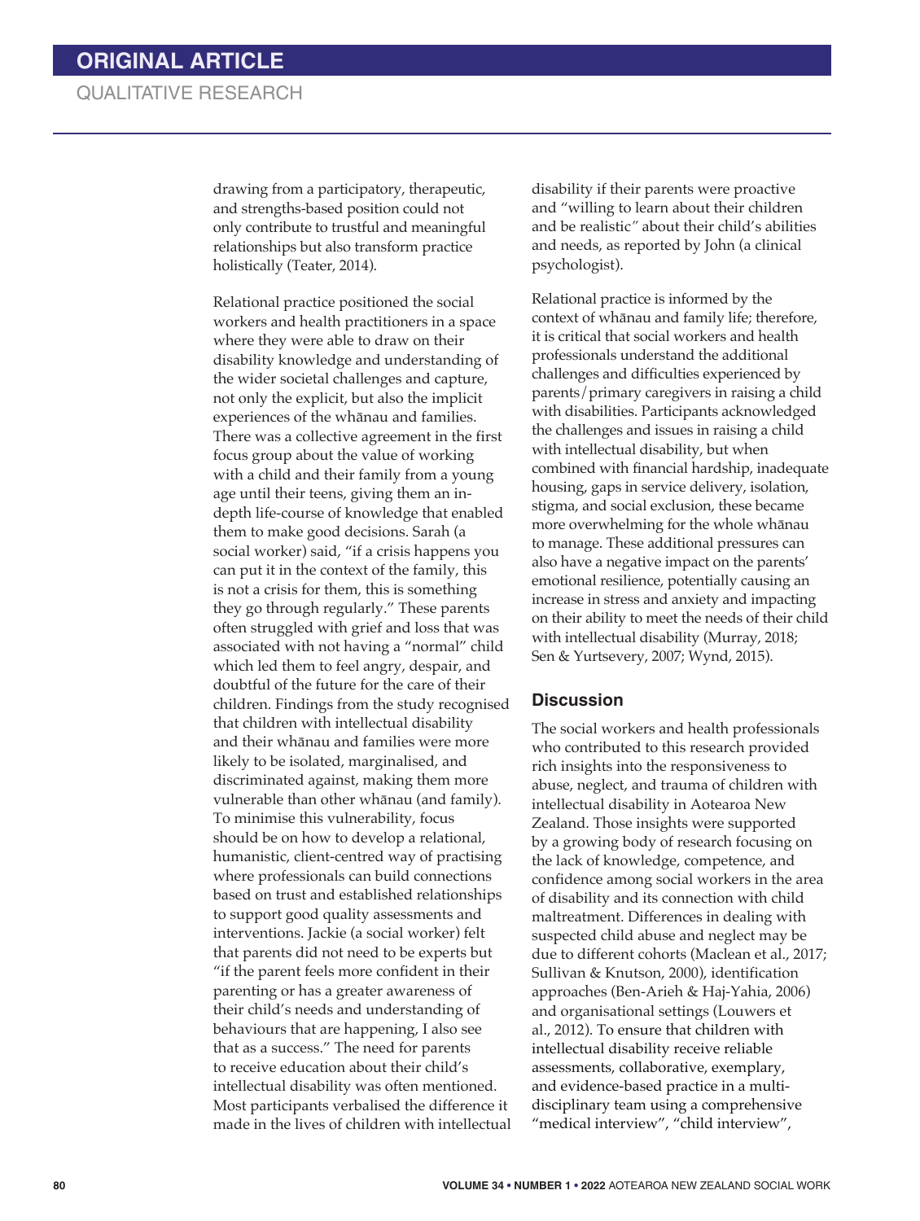drawing from a participatory, therapeutic, and strengths-based position could not only contribute to trustful and meaningful relationships but also transform practice holistically (Teater, 2014).

Relational practice positioned the social workers and health practitioners in a space where they were able to draw on their disability knowledge and understanding of the wider societal challenges and capture, not only the explicit, but also the implicit experiences of the whānau and families. There was a collective agreement in the first focus group about the value of working with a child and their family from a young age until their teens, giving them an in-depth life-course of knowledge that enabled them to make good decisions. Sarah (a social worker) said, "if a crisis happens you can put it in the context of the family, this is not a crisis for them, this is something they go through regularly." These parents often struggled with grief and loss that was associated with not having a "normal" child which led them to feel angry, despair, and doubtful of the future for the care of their children. Findings from the study recognised that children with intellectual disability and their whānau and families were more likely to be isolated, marginalised, and discriminated against, making them more vulnerable than other whānau (and family). To minimise this vulnerability, focus should be on how to develop a relational, humanistic, client-centred way of practising where professionals can build connections based on trust and established relationships to support good quality assessments and interventions. Jackie (a social worker) felt that parents did not need to be experts but "if the parent feels more confident in their parenting or has a greater awareness of their child's needs and understanding of behaviours that are happening, I also see that as a success." The need for parents to receive education about their child's intellectual disability was often mentioned. Most participants verbalised the difference it made in the lives of children with intellectual disability if their parents were proactive and "willing to learn about their children and be realistic" about their child's abilities and needs, as reported by John (a clinical psychologist).

Relational practice is informed by the context of whānau and family life; therefore, it is critical that social workers and health professionals understand the additional challenges and difficulties experienced by parents/primary caregivers in raising a child with disabilities. Participants acknowledged the challenges and issues in raising a child with intellectual disability, but when combined with financial hardship, inadequate housing, gaps in service delivery, isolation, stigma, and social exclusion, these became more overwhelming for the whole whānau to manage. These additional pressures can also have a negative impact on the parents' emotional resilience, potentially causing an increase in stress and anxiety and impacting on their ability to meet the needs of their child with intellectual disability (Murray, 2018; Sen & Yurtsevery, 2007; Wynd, 2015).

## Discussion

The social workers and health professionals who contributed to this research provided rich insights into the responsiveness to abuse, neglect, and trauma of children with intellectual disability in Aotearoa New Zealand. Those insights were supported by a growing body of research focusing on the lack of knowledge, competence, and confidence among social workers in the area of disability and its connection with child maltreatment. Differences in dealing with suspected child abuse and neglect may be due to different cohorts (Maclean et al., 2017; Sullivan & Knutson, 2000), identification approaches (Ben-Arieh & Haj-Yahia, 2006) and organisational settings (Louwers et al., 2012). To ensure that children with intellectual disability receive reliable assessments, collaborative, exemplary, and evidence-based practice in a multi-disciplinary team using a comprehensive "medical interview", "child interview",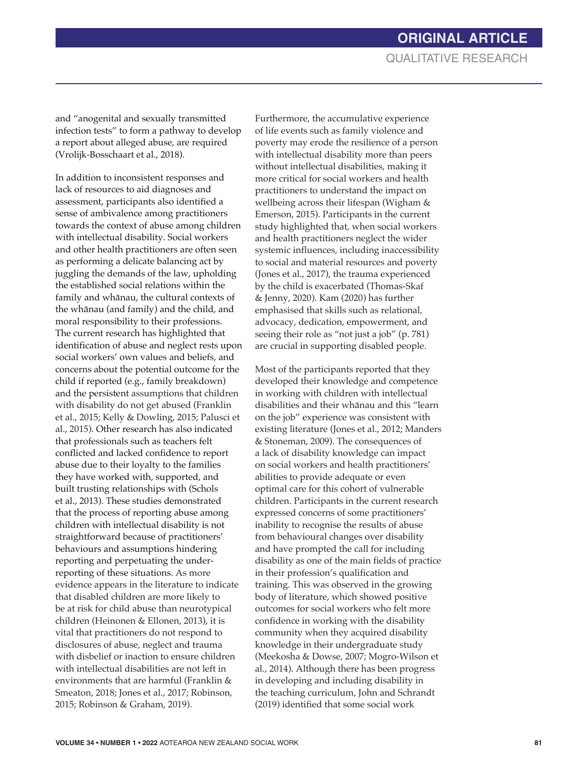and "anogenital and sexually transmitted infection tests" to form a pathway to develop a report about alleged abuse, are required (Vrolijk-Bosschaart et al., 2018).

In addition to inconsistent responses and lack of resources to aid diagnoses and assessment, participants also identified a sense of ambivalence among practitioners towards the context of abuse among children with intellectual disability. Social workers and other health practitioners are often seen as performing a delicate balancing act by juggling the demands of the law, upholding the established social relations within the family and whānau, the cultural contexts of the whānau (and family) and the child, and moral responsibility to their professions. The current research has highlighted that identification of abuse and neglect rests upon social workers' own values and beliefs, and concerns about the potential outcome for the child if reported (e.g., family breakdown) and the persistent assumptions that children with disability do not get abused (Franklin et al., 2015; Kelly & Dowling, 2015; Palusci et al., 2015). Other research has also indicated that professionals such as teachers felt conflicted and lacked confidence to report abuse due to their loyalty to the families they have worked with, supported, and built trusting relationships with (Schols et al., 2013). These studies demonstrated that the process of reporting abuse among children with intellectual disability is not straightforward because of practitioners' behaviours and assumptions hindering reporting and perpetuating the under-reporting of these situations. As more evidence appears in the literature to indicate that disabled children are more likely to be at risk for child abuse than neurotypical children (Heinonen & Ellonen, 2013), it is vital that practitioners do not respond to disclosures of abuse, neglect and trauma with disbelief or inaction to ensure children with intellectual disabilities are not left in environments that are harmful (Franklin & Smeaton, 2018; Jones et al., 2017; Robinson, 2015; Robinson & Graham, 2019).

Furthermore, the accumulative experience of life events such as family violence and poverty may erode the resilience of a person with intellectual disability more than peers without intellectual disabilities, making it more critical for social workers and health practitioners to understand the impact on wellbeing across their lifespan (Wigham & Emerson, 2015). Participants in the current study highlighted that, when social workers and health practitioners neglect the wider systemic influences, including inaccessibility to social and material resources and poverty (Jones et al., 2017), the trauma experienced by the child is exacerbated (Thomas-Skaf & Jenny, 2020). Kam (2020) has further emphasised that skills such as relational, advocacy, dedication, empowerment, and seeing their role as "not just a job" (p. 781) are crucial in supporting disabled people.

Most of the participants reported that they developed their knowledge and competence in working with children with intellectual disabilities and their whānau and this "learn on the job" experience was consistent with existing literature (Jones et al., 2012; Manders & Stoneman, 2009). The consequences of a lack of disability knowledge can impact on social workers and health practitioners' abilities to provide adequate or even optimal care for this cohort of vulnerable children. Participants in the current research expressed concerns of some practitioners' inability to recognise the results of abuse from behavioural changes over disability and have prompted the call for including disability as one of the main fields of practice in their profession's qualification and training. This was observed in the growing body of literature, which showed positive outcomes for social workers who felt more confidence in working with the disability community when they acquired disability knowledge in their undergraduate study (Meekosha & Dowse, 2007; Mogro-Wilson et al., 2014). Although there has been progress in developing and including disability in the teaching curriculum, John and Schrandt (2019) identified that some social work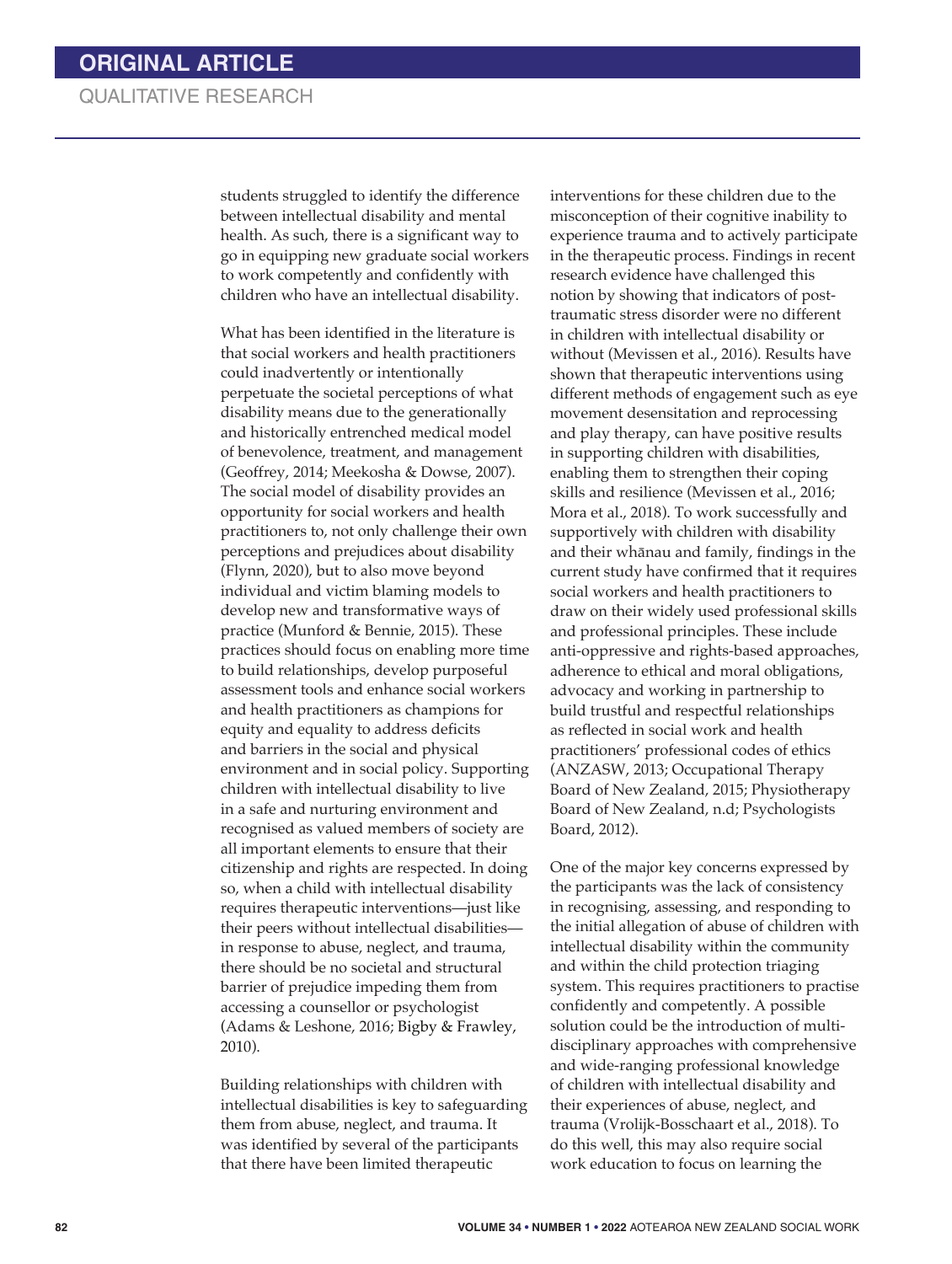students struggled to identify the difference between intellectual disability and mental health. As such, there is a significant way to go in equipping new graduate social workers to work competently and confidently with children who have an intellectual disability.

What has been identified in the literature is that social workers and health practitioners could inadvertently or intentionally perpetuate the societal perceptions of what disability means due to the generationally and historically entrenched medical model of benevolence, treatment, and management (Geoffrey, 2014; Meekosha & Dowse, 2007). The social model of disability provides an opportunity for social workers and health practitioners to, not only challenge their own perceptions and prejudices about disability (Flynn, 2020), but to also move beyond individual and victim blaming models to develop new and transformative ways of practice (Munford & Bennie, 2015). These practices should focus on enabling more time to build relationships, develop purposeful assessment tools and enhance social workers and health practitioners as champions for equity and equality to address deficits and barriers in the social and physical environment and in social policy. Supporting children with intellectual disability to live in a safe and nurturing environment and recognised as valued members of society are all important elements to ensure that their citizenship and rights are respected. In doing so, when a child with intellectual disability requires therapeutic interventions—just like their peers without intellectual disabilities—in response to abuse, neglect, and trauma, there should be no societal and structural barrier of prejudice impeding them from accessing a counsellor or psychologist (Adams & Leshone, 2016; Bigby & Frawley, 2010).

Building relationships with children with intellectual disabilities is key to safeguarding them from abuse, neglect, and trauma. It was identified by several of the participants that there have been limited therapeutic interventions for these children due to the misconception of their cognitive inability to experience trauma and to actively participate in the therapeutic process. Findings in recent research evidence have challenged this notion by showing that indicators of post-traumatic stress disorder were no different in children with intellectual disability or without (Mevissen et al., 2016). Results have shown that therapeutic interventions using different methods of engagement such as eye movement desensitation and reprocessing and play therapy, can have positive results in supporting children with disabilities, enabling them to strengthen their coping skills and resilience (Mevissen et al., 2016; Mora et al., 2018). To work successfully and supportively with children with disability and their whānau and family, findings in the current study have confirmed that it requires social workers and health practitioners to draw on their widely used professional skills and professional principles. These include anti-oppressive and rights-based approaches, adherence to ethical and moral obligations, advocacy and working in partnership to build trustful and respectful relationships as reflected in social work and health practitioners' professional codes of ethics (ANZASW, 2013; Occupational Therapy Board of New Zealand, 2015; Physiotherapy Board of New Zealand, n.d; Psychologists Board, 2012).

One of the major key concerns expressed by the participants was the lack of consistency in recognising, assessing, and responding to the initial allegation of abuse of children with intellectual disability within the community and within the child protection triaging system. This requires practitioners to practise confidently and competently. A possible solution could be the introduction of multi-disciplinary approaches with comprehensive and wide-ranging professional knowledge of children with intellectual disability and their experiences of abuse, neglect, and trauma (Vrolijk-Bosschaart et al., 2018). To do this well, this may also require social work education to focus on learning the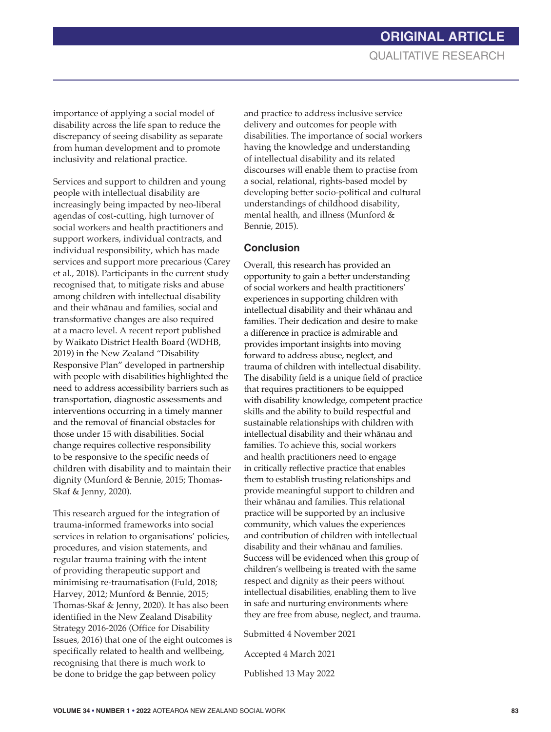importance of applying a social model of disability across the life span to reduce the discrepancy of seeing disability as separate from human development and to promote inclusivity and relational practice.

Services and support to children and young people with intellectual disability are increasingly being impacted by neo-liberal agendas of cost-cutting, high turnover of social workers and health practitioners and support workers, individual contracts, and individual responsibility, which has made services and support more precarious (Carey et al., 2018). Participants in the current study recognised that, to mitigate risks and abuse among children with intellectual disability and their whānau and families, social and transformative changes are also required at a macro level. A recent report published by Waikato District Health Board (WDHB, 2019) in the New Zealand "Disability Responsive Plan" developed in partnership with people with disabilities highlighted the need to address accessibility barriers such as transportation, diagnostic assessments and interventions occurring in a timely manner and the removal of financial obstacles for those under 15 with disabilities. Social change requires collective responsibility to be responsive to the specific needs of children with disability and to maintain their dignity (Munford & Bennie, 2015; Thomas-Skaf & Jenny, 2020).

This research argued for the integration of trauma-informed frameworks into social services in relation to organisations' policies, procedures, and vision statements, and regular trauma training with the intent of providing therapeutic support and minimising re-traumatisation (Fuld, 2018; Harvey, 2012; Munford & Bennie, 2015; Thomas-Skaf & Jenny, 2020). It has also been identified in the New Zealand Disability Strategy 2016-2026 (Office for Disability Issues, 2016) that one of the eight outcomes is specifically related to health and wellbeing, recognising that there is much work to be done to bridge the gap between policy and practice to address inclusive service delivery and outcomes for people with disabilities. The importance of social workers having the knowledge and understanding of intellectual disability and its related discourses will enable them to practise from a social, relational, rights-based model by developing better socio-political and cultural understandings of childhood disability, mental health, and illness (Munford & Bennie, 2015).

## Conclusion

Overall, this research has provided an opportunity to gain a better understanding of social workers and health practitioners' experiences in supporting children with intellectual disability and their whānau and families. Their dedication and desire to make a difference in practice is admirable and provides important insights into moving forward to address abuse, neglect, and trauma of children with intellectual disability. The disability field is a unique field of practice that requires practitioners to be equipped with disability knowledge, competent practice skills and the ability to build respectful and sustainable relationships with children with intellectual disability and their whānau and families. To achieve this, social workers and health practitioners need to engage in critically reflective practice that enables them to establish trusting relationships and provide meaningful support to children and their whānau and families. This relational practice will be supported by an inclusive community, which values the experiences and contribution of children with intellectual disability and their whānau and families. Success will be evidenced when this group of children's wellbeing is treated with the same respect and dignity as their peers without intellectual disabilities, enabling them to live in safe and nurturing environments where they are free from abuse, neglect, and trauma.

Submitted 4 November 2021

Accepted 4 March 2021

Published 13 May 2022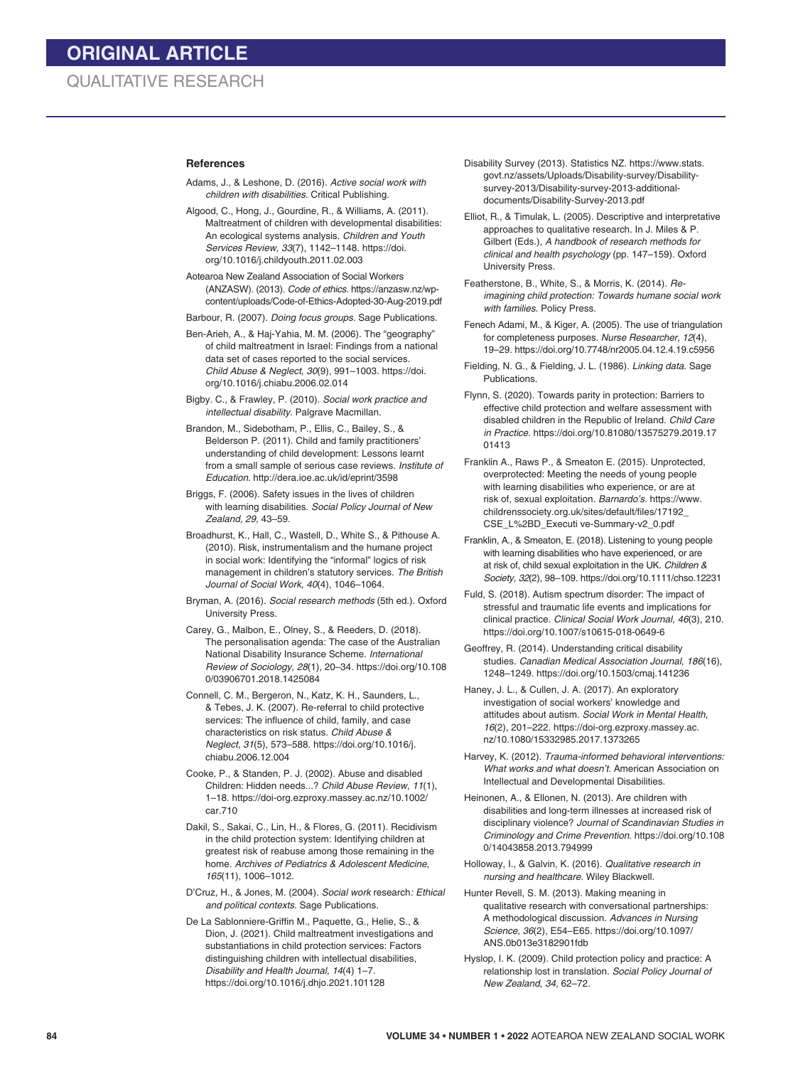## References

Adams, J., & Leshone, D. (2016). *Active social work with children with disabilities*. Critical Publishing.

Algood, C., Hong, J., Gourdine, R., & Williams, A. (2011). Maltreatment of children with developmental disabilities: An ecological systems analysis. *Children and Youth Services Review, 33*(7), 1142–1148. https://doi.org/10.1016/j.childyouth.2011.02.003

Aotearoa New Zealand Association of Social Workers (ANZASW). (2013). *Code of ethics*. https://anzasw.nz/wp-content/uploads/Code-of-Ethics-Adopted-30-Aug-2019.pdf

Barbour, R. (2007). *Doing focus groups*. Sage Publications.

Ben-Arieh, A., & Haj-Yahia, M. M. (2006). The "geography" of child maltreatment in Israel: Findings from a national data set of cases reported to the social services. *Child Abuse & Neglect, 30*(9), 991–1003. https://doi.org/10.1016/j.chiabu.2006.02.014

Bigby. C., & Frawley, P. (2010). *Social work practice and intellectual disability*. Palgrave Macmillan.

Brandon, M., Sidebotham, P., Ellis, C., Bailey, S., & Belderson P. (2011). Child and family practitioners' understanding of child development: Lessons learnt from a small sample of serious case reviews. *Institute of Education*. http://dera.ioe.ac.uk/id/eprint/3598

Briggs, F. (2006). Safety issues in the lives of children with learning disabilities. *Social Policy Journal of New Zealand, 29,* 43–59.

Broadhurst, K., Hall, C., Wastell, D., White S., & Pithouse A. (2010). Risk, instrumentalism and the humane project in social work: Identifying the "informal" logics of risk management in children's statutory services. *The British Journal of Social Work*, *40*(4), 1046–1064.

Bryman, A. (2016). *Social research methods* (5th ed.). Oxford University Press.

Carey, G., Malbon, E., Olney, S., & Reeders, D. (2018). The personalisation agenda: The case of the Australian National Disability Insurance Scheme. *International Review of Sociology, 28*(1), 20–34. https://doi.org/10.1080/03906701.2018.1425084

Connell, C. M., Bergeron, N., Katz, K. H., Saunders, L., & Tebes, J. K. (2007). Re-referral to child protective services: The influence of child, family, and case characteristics on risk status. *Child Abuse & Neglect*, *31*(5), 573–588. https://doi.org/10.1016/j.chiabu.2006.12.004

Cooke, P., & Standen, P. J. (2002). Abuse and disabled Children: Hidden needs...? *Child Abuse Review*, *11*(1), 1–18. https://doi-org.ezproxy.massey.ac.nz/10.1002/car.710

Dakil, S., Sakai, C., Lin, H., & Flores, G. (2011). Recidivism in the child protection system: Identifying children at greatest risk of reabuse among those remaining in the home. *Archives of Pediatrics & Adolescent Medicine*, *165*(11), 1006–1012.

D'Cruz, H., & Jones, M. (2004). *Social work* research*: Ethical and political contexts*. Sage Publications.

De La Sablonniere-Griffin M., Paquette, G., Helie, S., & Dion, J. (2021). Child maltreatment investigations and substantiations in child protection services: Factors distinguishing children with intellectual disabilities, *Disability and Health Journal, 14*(4) 1–7. https://doi.org/10.1016/j.dhjo.2021.101128

Disability Survey (2013). Statistics NZ. https://www.stats.govt.nz/assets/Uploads/Disability-survey/Disability-survey-2013/Disability-survey-2013-additional-documents/Disability-Survey-2013.pdf

Elliot, R., & Timulak, L. (2005). Descriptive and interpretative approaches to qualitative research. In J. Miles & P. Gilbert (Eds.), *A handbook of research methods for clinical and health psychology* (pp. 147–159). Oxford University Press.

Featherstone, B., White, S., & Morris, K. (2014). *Re-imagining child protection: Towards humane social work with families.* Policy Press.

Fenech Adami, M., & Kiger, A. (2005). The use of triangulation for completeness purposes. *Nurse Researcher, 12*(4), 19–29. https://doi.org/10.7748/nr2005.04.12.4.19.c5956

Fielding, N. G., & Fielding, J. L. (1986). *Linking data*. Sage Publications.

Flynn, S. (2020). Towards parity in protection: Barriers to effective child protection and welfare assessment with disabled children in the Republic of Ireland. *Child Care in Practice*. https://doi.org/10.81080/13575279.2019.1701413

Franklin A., Raws P., & Smeaton E. (2015). Unprotected, overprotected: Meeting the needs of young people with learning disabilities who experience, or are at risk of, sexual exploitation. *Barnardo's*. https://www.childrenssociety.org.uk/sites/default/files/17192_CSE_L%2BD_Executi ve-Summary-v2_0.pdf

Franklin, A., & Smeaton, E. (2018). Listening to young people with learning disabilities who have experienced, or are at risk of, child sexual exploitation in the UK. *Children & Society, 32*(2), 98–109. https://doi.org/10.1111/chso.12231

Fuld, S. (2018). Autism spectrum disorder: The impact of stressful and traumatic life events and implications for clinical practice. *Clinical Social Work Journal, 46*(3), 210. https://doi.org/10.1007/s10615-018-0649-6

Geoffrey, R. (2014). Understanding critical disability studies. *Canadian Medical Association Journal*, *186*(16), 1248–1249. https://doi.org/10.1503/cmaj.141236

Haney, J. L., & Cullen, J. A. (2017). An exploratory investigation of social workers' knowledge and attitudes about autism. *Social Work in Mental Health, 16*(2), 201–222. https://doi-org.ezproxy.massey.ac.nz/10.1080/15332985.2017.1373265

Harvey, K. (2012). *Trauma-informed behavioral interventions: What works and what doesn't*. American Association on Intellectual and Developmental Disabilities.

Heinonen, A., & Ellonen, N. (2013). Are children with disabilities and long-term illnesses at increased risk of disciplinary violence? *Journal of Scandinavian Studies in Criminology and Crime Prevention*. https://doi.org/10.1080/14043858.2013.794999

Holloway, I., & Galvin, K. (2016). *Qualitative research in nursing and healthcare.* Wiley Blackwell.

Hunter Revell, S. M. (2013). Making meaning in qualitative research with conversational partnerships: A methodological discussion. *Advances in Nursing Science, 36*(2), E54–E65. https://doi.org/10.1097/ANS.0b013e3182901fdb

Hyslop, I. K. (2009). Child protection policy and practice: A relationship lost in translation. *Social Policy Journal of New Zealand*, *34*, 62–72.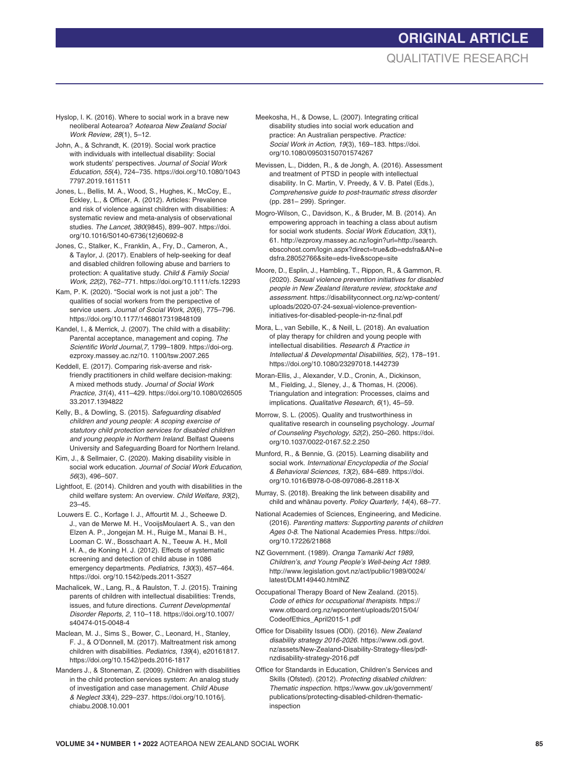Hyslop, I. K. (2016). Where to social work in a brave new neoliberal Aotearoa? *Aotearoa New Zealand Social Work Review, 28*(1), 5–12.

John, A., & Schrandt, K. (2019). Social work practice with individuals with intellectual disability: Social work students' perspectives. *Journal of Social Work Education, 55*(4), 724–735. https://doi.org/10.1080/10437797.2019.1611511

Jones, L., Bellis, M. A., Wood, S., Hughes, K., McCoy, E., Eckley, L., & Officer, A. (2012). Articles: Prevalence and risk of violence against children with disabilities: A systematic review and meta-analysis of observational studies. *The Lancet*, *380*(9845), 899–907. https://doi.org/10.1016/S0140-6736(12)60692-8

Jones, C., Stalker, K., Franklin, A., Fry, D., Cameron, A., & Taylor, J. (2017). Enablers of help-seeking for deaf and disabled children following abuse and barriers to protection: A qualitative study. *Child & Family Social Work, 22*(2), 762–771. https://doi.org/10.1111/cfs.12293

Kam, P. K. (2020). "Social work is not just a job": The qualities of social workers from the perspective of service users. *Journal of Social Work, 20*(6), 775–796. https://doi.org/10.1177/1468017319848109

Kandel, I., & Merrick, J. (2007). The child with a disability: Parental acceptance, management and coping. *The Scientific World Journal,7*, 1799–1809. https://doi-org.ezproxy.massey.ac.nz/10. 1100/tsw.2007.265

Keddell, E. (2017). Comparing risk-averse and risk-friendly practitioners in child welfare decision-making: A mixed methods study. *Journal of Social Work Practice, 31*(4), 411–429. https://doi.org/10.1080/02650533.2017.1394822

Kelly, B., & Dowling, S. (2015). *Safeguarding disabled children and young people: A scoping exercise of statutory child protection services for disabled children and young people in Northern Ireland.* Belfast Queens University and Safeguarding Board for Northern Ireland.

Kim, J., & Sellmaier, C. (2020). Making disability visible in social work education. *Journal of Social Work Education*, *56*(3), 496–507.

Lightfoot, E. (2014). Children and youth with disabilities in the child welfare system: An overview. *Child Welfare, 93*(2), 23–45.

Louwers E. C., Korfage I. J., Affourtit M. J., Scheewe D. J., van de Merwe M. H., VooijsMoulaert A. S., van den Elzen A. P., Jongejan M. H., Ruige M., Manai B. H., Looman C. W., Bosschaart A. N., Teeuw A. H., Moll H. A., de Koning H. J. (2012). Effects of systematic screening and detection of child abuse in 1086 emergency departments. *Pediatrics, 130*(3), 457–464. https://doi. org/10.1542/peds.2011-3527

Machalicek, W., Lang, R., & Raulston, T. J. (2015). Training parents of children with intellectual disabilities: Trends, issues, and future directions. *Current Developmental Disorder Reports, 2*, 110–118. https://doi.org/10.1007/s40474-015-0048-4

Maclean, M. J., Sims S., Bower, C., Leonard, H., Stanley, F. J., & O'Donnell, M. (2017). Maltreatment risk among children with disabilities. *Pediatrics*, *139*(4), e20161817. https://doi.org/10.1542/peds.2016-1817

Manders J., & Stoneman, Z. (2009). Children with disabilities in the child protection services system: An analog study of investigation and case management. *Child Abuse & Neglect 33*(4), 229–237. https://doi.org/10.1016/j.chiabu.2008.10.001

Meekosha, H., & Dowse, L. (2007). Integrating critical disability studies into social work education and practice: An Australian perspective. *Practice: Social Work in Action, 19*(3), 169–183. https://doi.org/10.1080/09503150701574267

Mevissen, L., Didden, R., & de Jongh, A. (2016). Assessment and treatment of PTSD in people with intellectual disability. In C. Martin, V. Preedy, & V. B. Patel (Eds.), *Comprehensive guide to post-traumatic stress disorder* (pp. 281– 299). Springer.

Mogro-Wilson, C., Davidson, K., & Bruder, M. B. (2014). An empowering approach in teaching a class about autism for social work students. *Social Work Education, 33*(1), 61. http://ezproxy.massey.ac.nz/login?url=http://search.ebscohost.com/login.aspx?direct=true&db=edsfra&AN=edsfra.28052766&site=eds-live&scope=site

Moore, D., Esplin, J., Hambling, T., Rippon, R., & Gammon, R. (2020). *Sexual violence prevention initiatives for disabled people in New Zealand literature review, stocktake and assessment.* https://disabilityconnect.org.nz/wp-content/uploads/2020-07-24-sexual-violence-prevention-initiatives-for-disabled-people-in-nz-final.pdf

Mora, L., van Sebille, K., & Neill, L. (2018). An evaluation of play therapy for children and young people with intellectual disabilities. *Research & Practice in Intellectual & Developmental Disabilities, 5*(2), 178–191. https://doi.org/10.1080/23297018.1442739

Moran-Ellis, J., Alexander, V.D., Cronin, A., Dickinson, M., Fielding, J., Sleney, J., & Thomas, H. (2006). Triangulation and integration: Processes, claims and implications. *Qualitative Research, 6*(1), 45–59.

Morrow, S. L. (2005). Quality and trustworthiness in qualitative research in counseling psychology. *Journal of Counseling Psychology, 52*(2), 250–260. https://doi.org/10.1037/0022-0167.52.2.250

Munford, R., & Bennie, G. (2015). Learning disability and social work. *International Encyclopedia of the Social & Behavioral Sciences, 13*(2), 684–689. https://doi.org/10.1016/B978-0-08-097086-8.28118-X

Murray, S. (2018). Breaking the link between disability and child and whānau poverty. *Policy Quarterly, 14*(4), 68–77.

National Academies of Sciences, Engineering, and Medicine. (2016). *Parenting matters: Supporting parents of children Ages 0-8.* The National Academies Press. https://doi.org/10.17226/21868

NZ Government. (1989). *Oranga Tamariki Act 1989, Children's, and Young People's Well-being Act 1989.* http://www.legislation.govt.nz/act/public/1989/0024/latest/DLM149440.htmlNZ

Occupational Therapy Board of New Zealand. (2015). *Code of ethics for occupational therapists.* https://www.otboard.org.nz/wpcontent/uploads/2015/04/CodeofEthics_April2015-1.pdf

Office for Disability Issues (ODI). (2016). *New Zealand disability strategy 2016-2026.* https://www.odi.govt.nz/assets/New-Zealand-Disability-Strategy-files/pdf-nzdisability-strategy-2016.pdf

Office for Standards in Education, Children's Services and Skills (Ofsted). (2012). *Protecting disabled children: Thematic inspection.* https://www.gov.uk/government/publications/protecting-disabled-children-thematic-inspection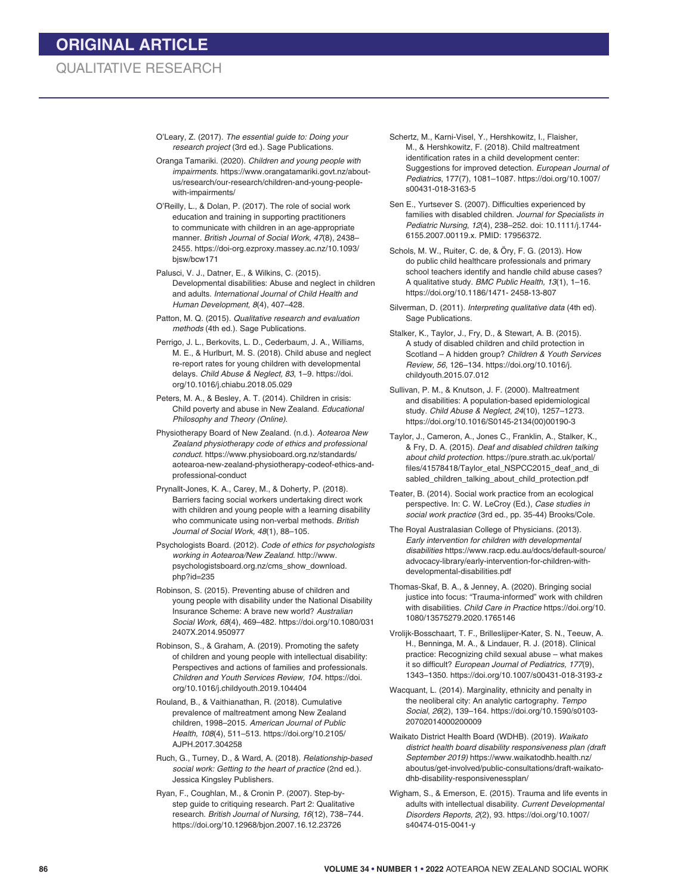O'Leary, Z. (2017). *The essential guide to: Doing your research project* (3rd ed.). Sage Publications.

Oranga Tamariki. (2020). *Children and young people with impairments.* https://www.orangatamariki.govt.nz/about-us/research/our-research/children-and-young-people-with-impairments/

O'Reilly, L., & Dolan, P. (2017). The role of social work education and training in supporting practitioners to communicate with children in an age-appropriate manner. *British Journal of Social Work, 47*(8), 2438–2455. https://doi-org.ezproxy.massey.ac.nz/10.1093/bjsw/bcw171

Palusci, V. J., Datner, E., & Wilkins, C. (2015). Developmental disabilities: Abuse and neglect in children and adults. *International Journal of Child Health and Human Development, 8*(4), 407–428.

Patton, M. Q. (2015). *Qualitative research and evaluation methods* (4th ed.). Sage Publications.

Perrigo, J. L., Berkovits, L. D., Cederbaum, J. A., Williams, M. E., & Hurlburt, M. S. (2018). Child abuse and neglect re-report rates for young children with developmental delays. *Child Abuse & Neglect, 83*, 1–9. https://doi.org/10.1016/j.chiabu.2018.05.029

Peters, M. A., & Besley, A. T. (2014). Children in crisis: Child poverty and abuse in New Zealand. *Educational Philosophy and Theory (Online).*

Physiotherapy Board of New Zealand. (n.d.). *Aotearoa New Zealand physiotherapy code of ethics and professional conduct.* https://www.physioboard.org.nz/standards/aotearoa-new-zealand-physiotherapy-codeof-ethics-and-professional-conduct

Prynallt-Jones, K. A., Carey, M., & Doherty, P. (2018). Barriers facing social workers undertaking direct work with children and young people with a learning disability who communicate using non-verbal methods. *British Journal of Social Work, 48*(1), 88–105.

Psychologists Board. (2012). *Code of ethics for psychologists working in Aotearoa/New Zealand.* http://www.psychologistsboard.org.nz/cms_show_download.php?id=235

Robinson, S. (2015). Preventing abuse of children and young people with disability under the National Disability Insurance Scheme: A brave new world? *Australian Social Work, 68*(4), 469–482. https://doi.org/10.1080/0312407X.2014.950977

Robinson, S., & Graham, A. (2019). Promoting the safety of children and young people with intellectual disability: Perspectives and actions of families and professionals. *Children and Youth Services Review, 104.* https://doi.org/10.1016/j.childyouth.2019.104404

Rouland, B., & Vaithianathan, R. (2018). Cumulative prevalence of maltreatment among New Zealand children, 1998–2015. *American Journal of Public Health, 108*(4), 511–513. https://doi.org/10.2105/AJPH.2017.304258

Ruch, G., Turney, D., & Ward, A. (2018). *Relationship-based social work: Getting to the heart of practice* (2nd ed.). Jessica Kingsley Publishers.

Ryan, F., Coughlan, M., & Cronin P. (2007). Step-by-step guide to critiquing research. Part 2: Qualitative research. *British Journal of Nursing, 16*(12), 738–744. https://doi.org/10.12968/bjon.2007.16.12.23726

Schertz, M., Karni-Visel, Y., Hershkowitz, I., Flaisher, M., & Hershkowitz, F. (2018). Child maltreatment identification rates in a child development center: Suggestions for improved detection. *European Journal of Pediatrics*, 177(7), 1081–1087. https://doi.org/10.1007/s00431-018-3163-5

Sen E., Yurtsever S. (2007). Difficulties experienced by families with disabled children. *Journal for Specialists in Pediatric Nursing, 12*(4), 238–252. doi: 10.1111/j.1744-6155.2007.00119.x. PMID: 17956372.

Schols, M. W., Ruiter, C. de, & Öry, F. G. (2013). How do public child healthcare professionals and primary school teachers identify and handle child abuse cases? A qualitative study. *BMC Public Health, 13*(1), 1–16. https://doi.org/10.1186/1471- 2458-13-807

Silverman, D. (2011). *Interpreting qualitative data* (4th ed). Sage Publications.

Stalker, K., Taylor, J., Fry, D., & Stewart, A. B. (2015). A study of disabled children and child protection in Scotland – A hidden group? *Children & Youth Services Review, 56*, 126–134. https://doi.org/10.1016/j.childyouth.2015.07.012

Sullivan, P. M., & Knutson, J. F. (2000). Maltreatment and disabilities: A population-based epidemiological study. *Child Abuse & Neglect, 24*(10), 1257–1273. https://doi.org/10.1016/S0145-2134(00)00190-3

Taylor, J., Cameron, A., Jones C., Franklin, A., Stalker, K., & Fry, D. A. (2015). *Deaf and disabled children talking about child protection.* https://pure.strath.ac.uk/portal/files/41578418/Taylor_etal_NSPCC2015_deaf_and_disabled_children_talking_about_child_protection.pdf

Teater, B. (2014). Social work practice from an ecological perspective. In: C. W. LeCroy (Ed.), *Case studies in social work practice* (3rd ed., pp. 35-44) Brooks/Cole.

The Royal Australasian College of Physicians. (2013). *Early intervention for children with developmental disabilities* https://www.racp.edu.au/docs/default-source/advocacy-library/early-intervention-for-children-with-developmental-disabilities.pdf

Thomas-Skaf, B. A., & Jenney, A. (2020). Bringing social justice into focus: "Trauma-informed" work with children with disabilities. *Child Care in Practice* https://doi.org/10.1080/13575279.2020.1765146

Vrolijk-Bosschaart, T. F., Brilleslijper-Kater, S. N., Teeuw, A. H., Benninga, M. A., & Lindauer, R. J. (2018). Clinical practice: Recognizing child sexual abuse – what makes it so difficult? *European Journal of Pediatrics, 177*(9), 1343–1350. https://doi.org/10.1007/s00431-018-3193-z

Wacquant, L. (2014). Marginality, ethnicity and penalty in the neoliberal city: An analytic cartography. *Tempo Social, 26*(2), 139–164. https://doi.org/10.1590/s0103-20702014000200009

Waikato District Health Board (WDHB). (2019). *Waikato district health board disability responsiveness plan (draft September 2019)* https://www.waikatodhb.health.nz/aboutus/get-involved/public-consultations/draft-waikato-dhb-disability-responsivenessplan/

Wigham, S., & Emerson, E. (2015). Trauma and life events in adults with intellectual disability. *Current Developmental Disorders Reports, 2*(2), 93. https://doi.org/10.1007/s40474-015-0041-y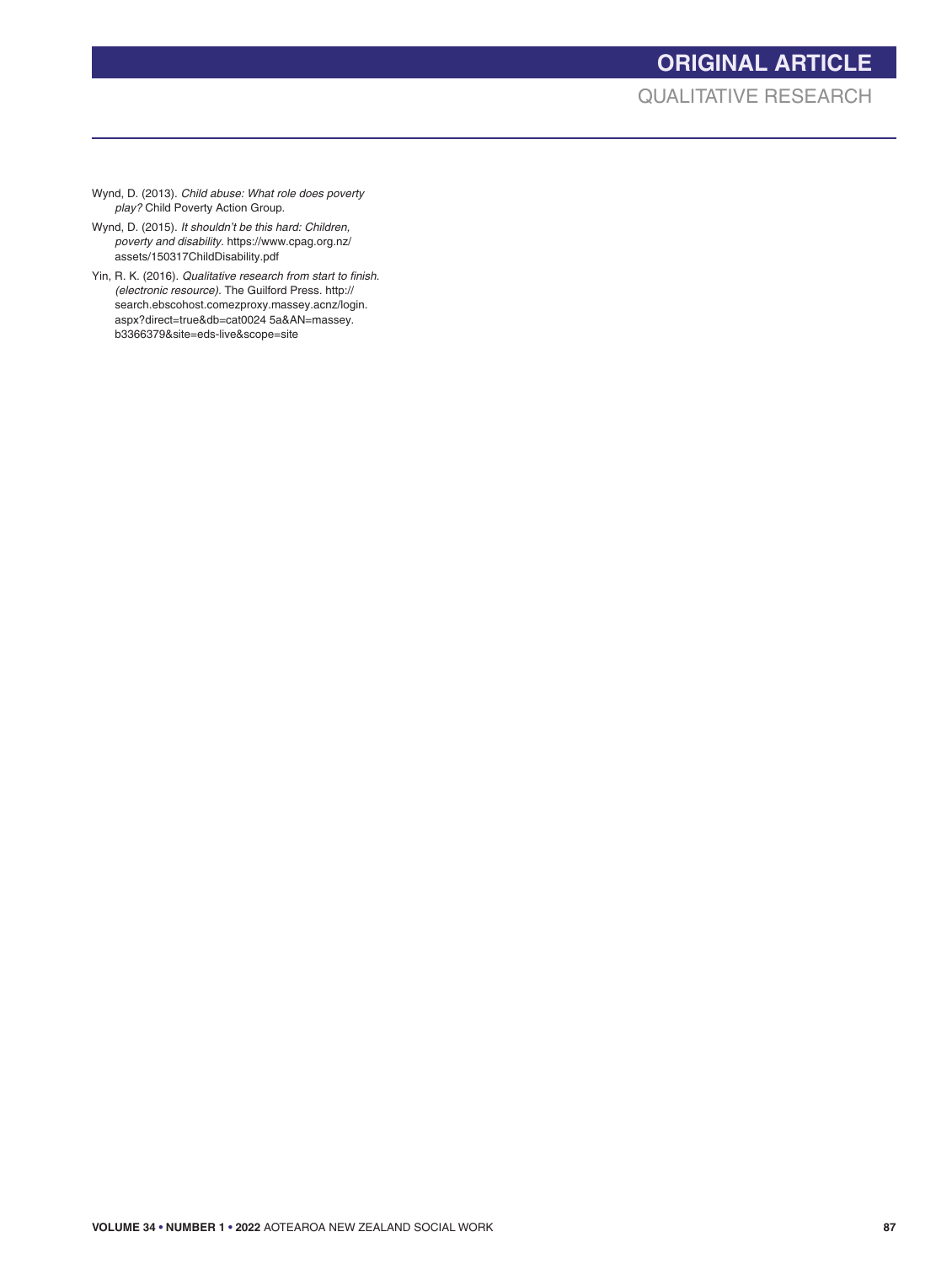Wynd, D. (2013). *Child abuse: What role does poverty play?* Child Poverty Action Group.

Wynd, D. (2015). *It shouldn't be this hard: Children, poverty and disability.* https://www.cpag.org.nz/assets/150317ChildDisability.pdf

Yin, R. K. (2016). *Qualitative research from start to finish. (electronic resource).* The Guilford Press. http://search.ebscohost.comezproxy.massey.acnz/login.aspx?direct=true&db=cat0024 5a&AN=massey.b3366379&site=eds-live&scope=site